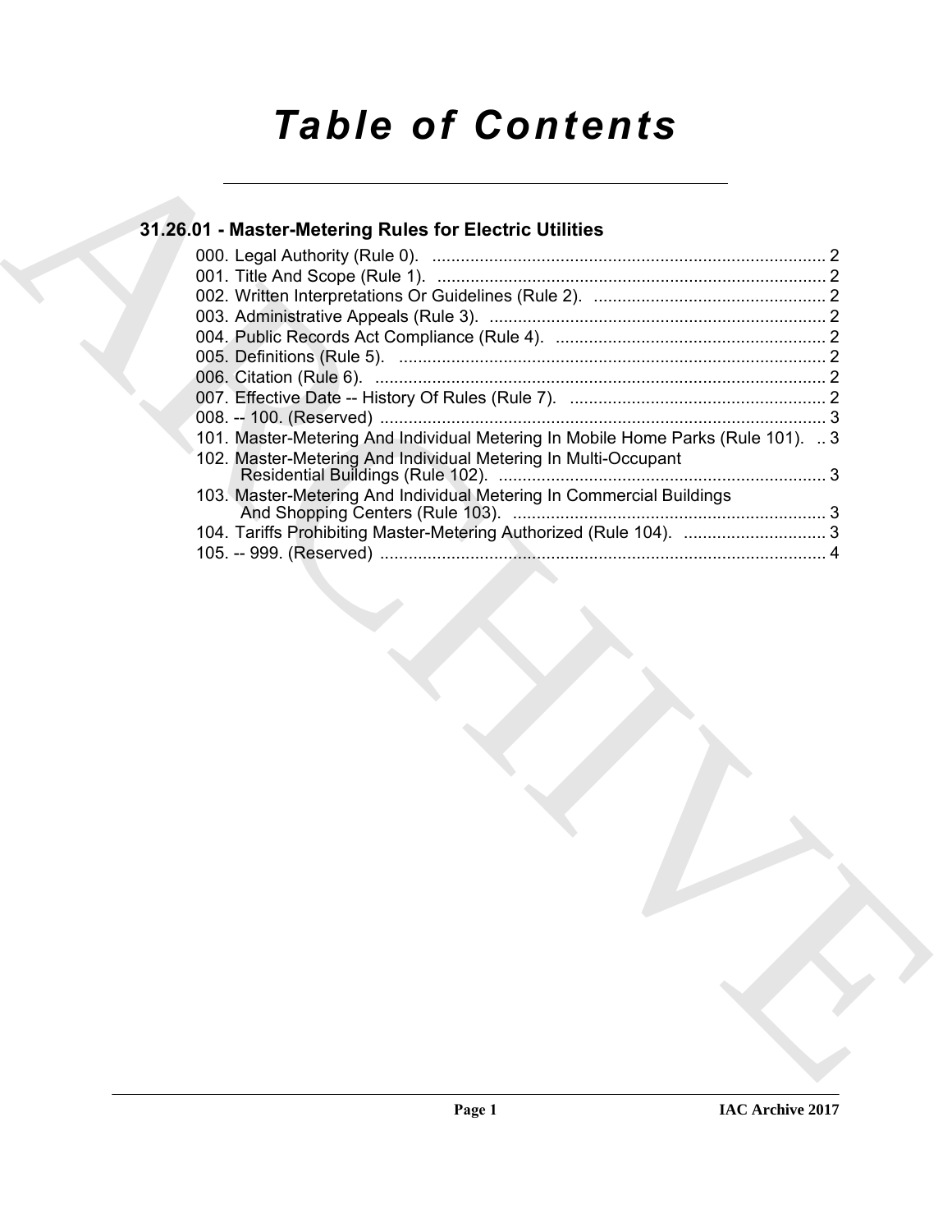# *Table of Contents*

## 31.26.01 - Master-Metering Rules for Electric Utilities

000. Legal Authority (Rule 0). .................................................................................. 2
001. Title And Scope (Rule 1). .................................................................................. 2
002. Written Interpretations Or Guidelines (Rule 2). ................................................ 2
003. Administrative Appeals (Rule 3). ...................................................................... 2
004. Public Records Act Compliance (Rule 4). ......................................................... 2
005. Definitions (Rule 5). .......................................................................................... 2
006. Citation (Rule 6). .............................................................................................. 2
007. Effective Date -- History Of Rules (Rule 7). ...................................................... 2
008. -- 100. (Reserved) .............................................................................................. 3
101. Master-Metering And Individual Metering In Mobile Home Parks (Rule 101). .. 3
102. Master-Metering And Individual Metering In Multi-Occupant Residential Buildings (Rule 102). ..................................................................... 3
103. Master-Metering And Individual Metering In Commercial Buildings And Shopping Centers (Rule 103). .................................................................. 3
104. Tariffs Prohibiting Master-Metering Authorized (Rule 104). .............................. 3
105. -- 999. (Reserved) .............................................................................................. 4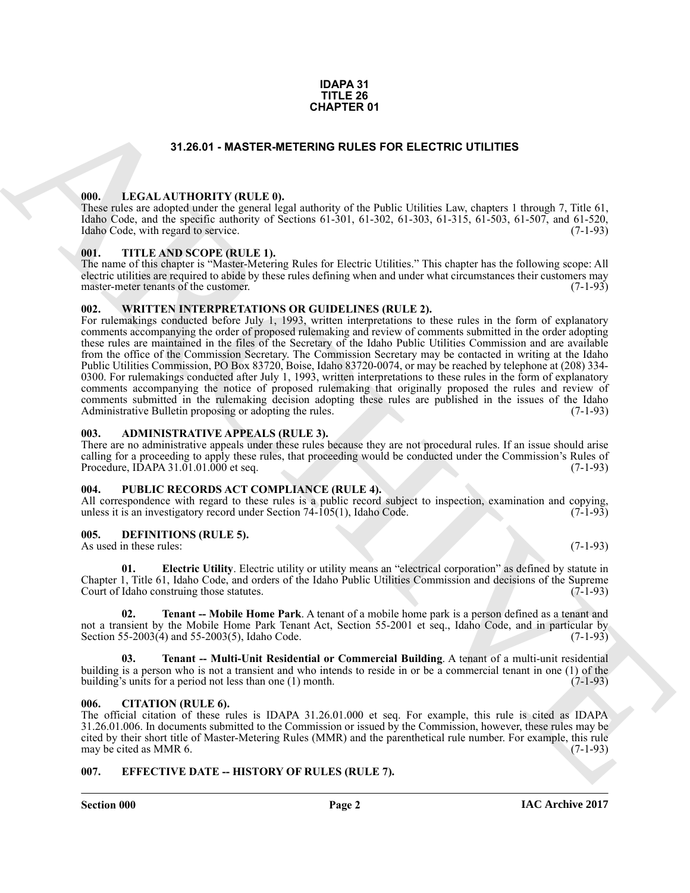**IDAPA 31**
**TITLE 26**
**CHAPTER 01**

# 31.26.01 - MASTER-METERING RULES FOR ELECTRIC UTILITIES

## 000. LEGAL AUTHORITY (RULE 0).

These rules are adopted under the general legal authority of the Public Utilities Law, chapters 1 through 7, Title 61, Idaho Code, and the specific authority of Sections 61-301, 61-302, 61-303, 61-315, 61-503, 61-507, and 61-520, Idaho Code, with regard to service. (7-1-93)

## 001. TITLE AND SCOPE (RULE 1).

The name of this chapter is "Master-Metering Rules for Electric Utilities." This chapter has the following scope: All electric utilities are required to abide by these rules defining when and under what circumstances their customers may master-meter tenants of the customer. (7-1-93)

## 002. WRITTEN INTERPRETATIONS OR GUIDELINES (RULE 2).

For rulemakings conducted before July 1, 1993, written interpretations to these rules in the form of explanatory comments accompanying the order of proposed rulemaking and review of comments submitted in the order adopting these rules are maintained in the files of the Secretary of the Idaho Public Utilities Commission and are available from the office of the Commission Secretary. The Commission Secretary may be contacted in writing at the Idaho Public Utilities Commission, PO Box 83720, Boise, Idaho 83720-0074, or may be reached by telephone at (208) 334-0300. For rulemakings conducted after July 1, 1993, written interpretations to these rules in the form of explanatory comments accompanying the notice of proposed rulemaking that originally proposed the rules and review of comments submitted in the rulemaking decision adopting these rules are published in the issues of the Idaho Administrative Bulletin proposing or adopting the rules. (7-1-93)

## 003. ADMINISTRATIVE APPEALS (RULE 3).

There are no administrative appeals under these rules because they are not procedural rules. If an issue should arise calling for a proceeding to apply these rules, that proceeding would be conducted under the Commission's Rules of Procedure, IDAPA 31.01.01.000 et seq. (7-1-93)

## 004. PUBLIC RECORDS ACT COMPLIANCE (RULE 4).

All correspondence with regard to these rules is a public record subject to inspection, examination and copying, unless it is an investigatory record under Section 74-105(1), Idaho Code. (7-1-93)

## 005. DEFINITIONS (RULE 5).

As used in these rules: (7-1-93)

**01. Electric Utility**. Electric utility or utility means an "electrical corporation" as defined by statute in Chapter 1, Title 61, Idaho Code, and orders of the Idaho Public Utilities Commission and decisions of the Supreme Court of Idaho construing those statutes. (7-1-93)

**02. Tenant -- Mobile Home Park**. A tenant of a mobile home park is a person defined as a tenant and not a transient by the Mobile Home Park Tenant Act, Section 55-2001 et seq., Idaho Code, and in particular by Section 55-2003(4) and 55-2003(5), Idaho Code. (7-1-93)

**03. Tenant -- Multi-Unit Residential or Commercial Building**. A tenant of a multi-unit residential building is a person who is not a transient and who intends to reside in or be a commercial tenant in one (1) of the building's units for a period not less than one (1) month. (7-1-93)

## 006. CITATION (RULE 6).

The official citation of these rules is IDAPA 31.26.01.000 et seq. For example, this rule is cited as IDAPA 31.26.01.006. In documents submitted to the Commission or issued by the Commission, however, these rules may be cited by their short title of Master-Metering Rules (MMR) and the parenthetical rule number. For example, this rule may be cited as MMR 6. (7-1-93)

## 007. EFFECTIVE DATE -- HISTORY OF RULES (RULE 7).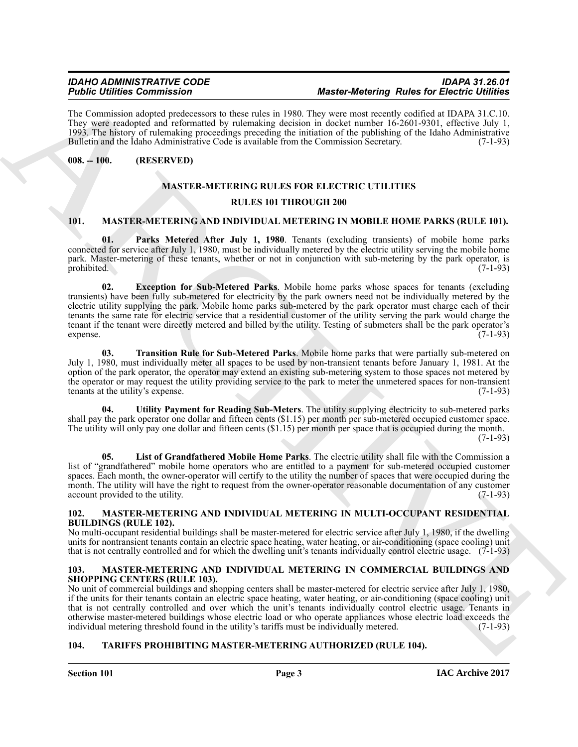The Commission adopted predecessors to these rules in 1980. They were most recently codified at IDAPA 31.C.10. They were readopted and reformatted by rulemaking decision in docket number 16-2601-9301, effective July 1, 1993. The history of rulemaking proceedings preceding the initiation of the publishing of the Idaho Administrative Bulletin and the Idaho Administrative Code is available from the Commission Secretary. (7-1-93)

**008. -- 100. (RESERVED)**

## MASTER-METERING RULES FOR ELECTRIC UTILITIES

## RULES 101 THROUGH 200

### 101. MASTER-METERING AND INDIVIDUAL METERING IN MOBILE HOME PARKS (RULE 101).

**01. Parks Metered After July 1, 1980**. Tenants (excluding transients) of mobile home parks connected for service after July 1, 1980, must be individually metered by the electric utility serving the mobile home park. Master-metering of these tenants, whether or not in conjunction with sub-metering by the park operator, is prohibited. (7-1-93)

**02. Exception for Sub-Metered Parks**. Mobile home parks whose spaces for tenants (excluding transients) have been fully sub-metered for electricity by the park owners need not be individually metered by the electric utility supplying the park. Mobile home parks sub-metered by the park operator must charge each of their tenants the same rate for electric service that a residential customer of the utility serving the park would charge the tenant if the tenant were directly metered and billed by the utility. Testing of submeters shall be the park operator's expense. (7-1-93)

**03. Transition Rule for Sub-Metered Parks**. Mobile home parks that were partially sub-metered on July 1, 1980, must individually meter all spaces to be used by non-transient tenants before January 1, 1981. At the option of the park operator, the operator may extend an existing sub-metering system to those spaces not metered by the operator or may request the utility providing service to the park to meter the unmetered spaces for non-transient tenants at the utility's expense. (7-1-93)

**04. Utility Payment for Reading Sub-Meters**. The utility supplying electricity to sub-metered parks shall pay the park operator one dollar and fifteen cents ($1.15) per month per sub-metered occupied customer space. The utility will only pay one dollar and fifteen cents ($1.15) per month per space that is occupied during the month. (7-1-93)

**05. List of Grandfathered Mobile Home Parks**. The electric utility shall file with the Commission a list of "grandfathered" mobile home operators who are entitled to a payment for sub-metered occupied customer spaces. Each month, the owner-operator will certify to the utility the number of spaces that were occupied during the month. The utility will have the right to request from the owner-operator reasonable documentation of any customer account provided to the utility. (7-1-93)

### 102. MASTER-METERING AND INDIVIDUAL METERING IN MULTI-OCCUPANT RESIDENTIAL BUILDINGS (RULE 102).

No multi-occupant residential buildings shall be master-metered for electric service after July 1, 1980, if the dwelling units for nontransient tenants contain an electric space heating, water heating, or air-conditioning (space cooling) unit that is not centrally controlled and for which the dwelling unit's tenants individually control electric usage. (7-1-93)

### 103. MASTER-METERING AND INDIVIDUAL METERING IN COMMERCIAL BUILDINGS AND SHOPPING CENTERS (RULE 103).

No unit of commercial buildings and shopping centers shall be master-metered for electric service after July 1, 1980, if the units for their tenants contain an electric space heating, water heating, or air-conditioning (space cooling) unit that is not centrally controlled and over which the unit's tenants individually control electric usage. Tenants in otherwise master-metered buildings whose electric load or who operate appliances whose electric load exceeds the individual metering threshold found in the utility's tariffs must be individually metered. (7-1-93)

### 104. TARIFFS PROHIBITING MASTER-METERING AUTHORIZED (RULE 104).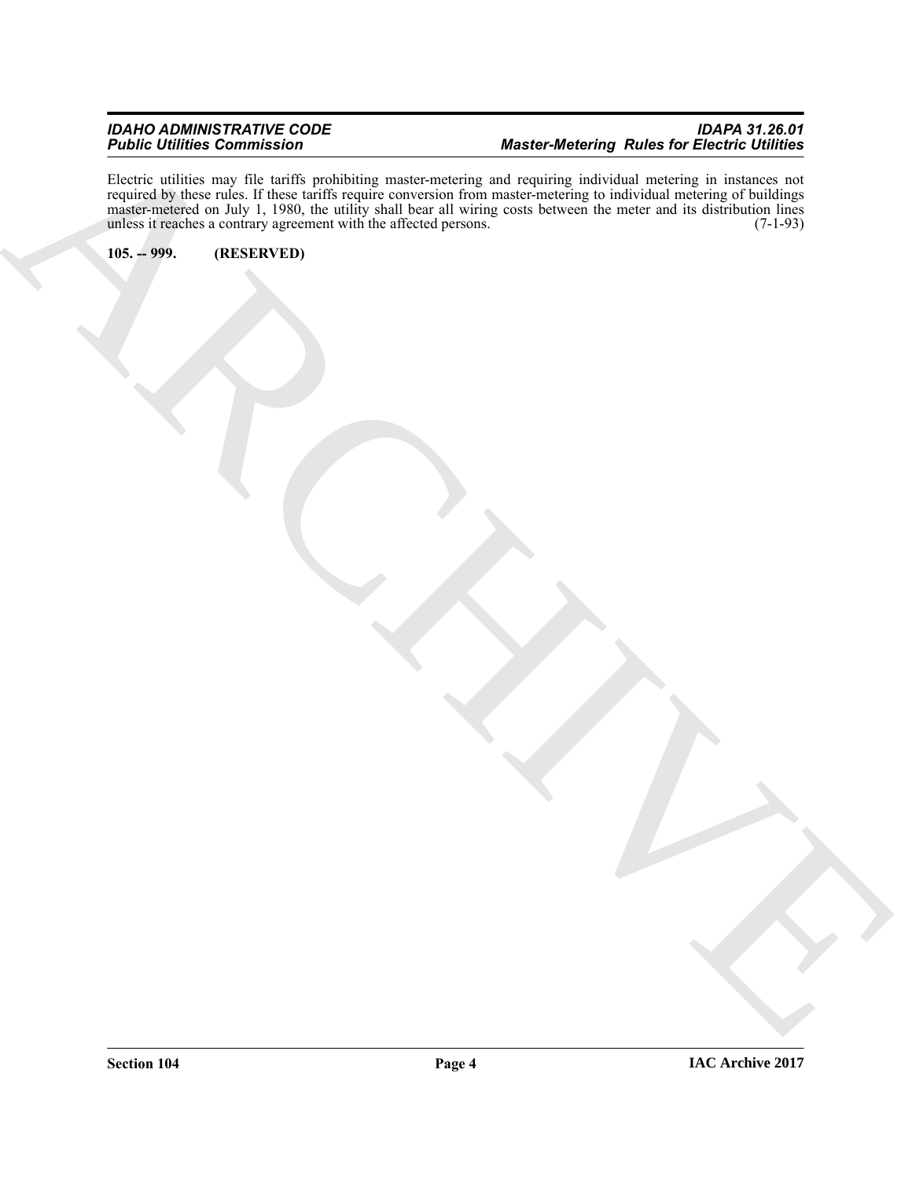Electric utilities may file tariffs prohibiting master-metering and requiring individual metering in instances not required by these rules. If these tariffs require conversion from master-metering to individual metering of buildings master-metered on July 1, 1980, the utility shall bear all wiring costs between the meter and its distribution lines unless it reaches a contrary agreement with the affected persons. (7-1-93)

**105. -- 999. (RESERVED)**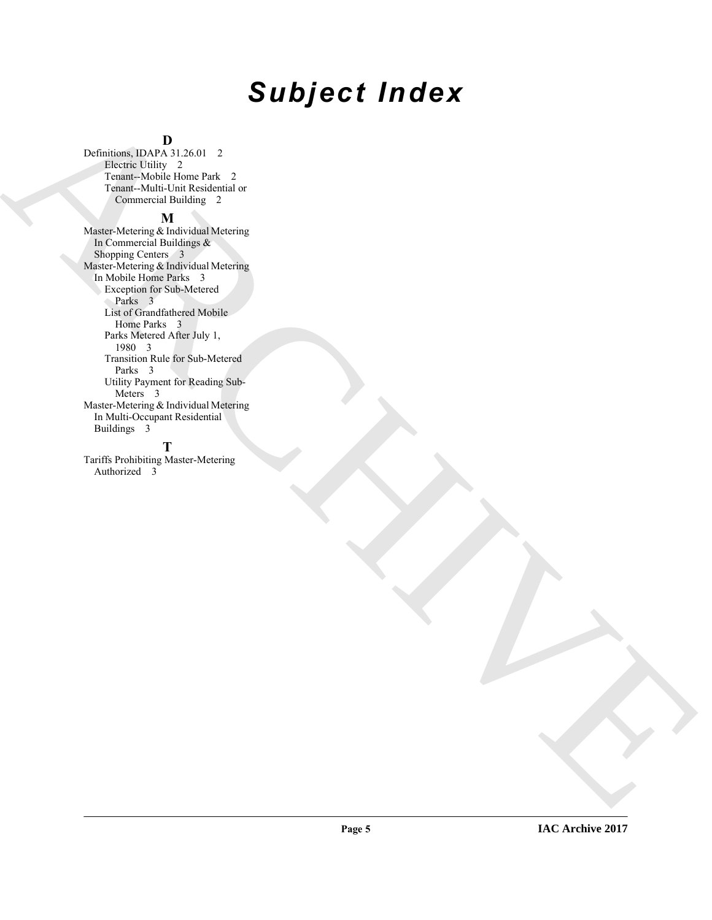# *Subject Index*

**D**

Definitions, IDAPA 31.26.01 2
- Electric Utility 2
- Tenant--Mobile Home Park 2
- Tenant--Multi-Unit Residential or Commercial Building 2

**M**

Master-Metering & Individual Metering In Commercial Buildings & Shopping Centers 3

Master-Metering & Individual Metering In Mobile Home Parks 3
- Exception for Sub-Metered Parks 3
- List of Grandfathered Mobile Home Parks 3
- Parks Metered After July 1, 1980 3
- Transition Rule for Sub-Metered Parks 3
- Utility Payment for Reading Sub-Meters 3

Master-Metering & Individual Metering In Multi-Occupant Residential Buildings 3

**T**

Tariffs Prohibiting Master-Metering Authorized 3